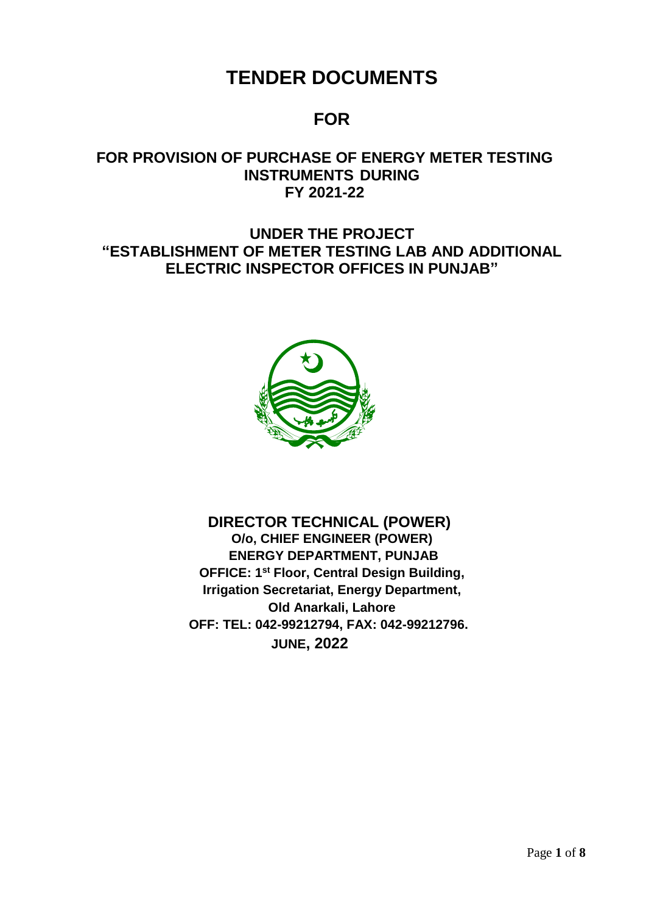# TENDER DOCUMENTS

## FOR

### FOR PROVISION OF PURCHASE OF ENERGY METER TESTING INSTRUMENTS DURING FY 2021-22

### UNDER THE PROJECT "ESTABLISHMENT OF METER TESTING LAB AND ADDITIONAL ELECTRIC INSPECTOR OFFICES IN PUNJAB"

**DIRECTOR TECHNICAL (POWER)**
**O/o, CHIEF ENGINEER (POWER)**
**ENERGY DEPARTMENT, PUNJAB**
**OFFICE: 1st Floor, Central Design Building,**
**Irrigation Secretariat, Energy Department,**
**Old Anarkali, Lahore**
**OFF: TEL: 042-99212794, FAX: 042-99212796.**
**JUNE, 2022**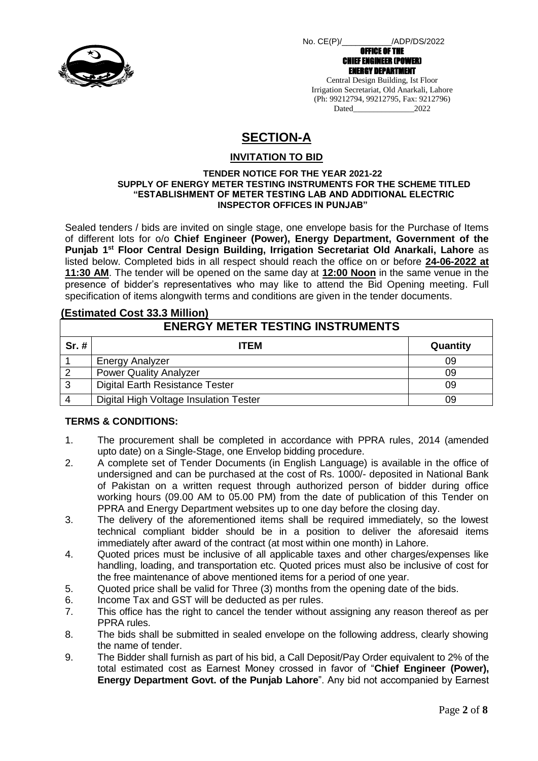No. CE(P)/\_\_\_\_\_\_\_\_\_\_\_\_/ADP/DS/2022

**OFFICE OF THE**
**CHIEF ENGINEER (POWER)**
**ENERGY DEPARTMENT**

Central Design Building, Ist Floor
Irrigation Secretariat, Old Anarkali, Lahore
(Ph: 99212794, 99212795, Fax: 9212796)
Dated\_\_\_\_\_\_\_\_\_\_\_\_\_\_\_\_2022

# SECTION-A

## INVITATION TO BID

**TENDER NOTICE FOR THE YEAR 2021-22**
**SUPPLY OF ENERGY METER TESTING INSTRUMENTS FOR THE SCHEME TITLED "ESTABLISHMENT OF METER TESTING LAB AND ADDITIONAL ELECTRIC INSPECTOR OFFICES IN PUNJAB"**

Sealed tenders / bids are invited on single stage, one envelope basis for the Purchase of Items of different lots for o/o **Chief Engineer (Power), Energy Department, Government of the Punjab 1st Floor Central Design Building, Irrigation Secretariat Old Anarkali, Lahore** as listed below. Completed bids in all respect should reach the office on or before **24-06-2022 at 11:30 AM**. The tender will be opened on the same day at **12:00 Noon** in the same venue in the presence of bidder's representatives who may like to attend the Bid Opening meeting. Full specification of items alongwith terms and conditions are given in the tender documents.

**(Estimated Cost 33.3 Million)**

| ENERGY METER TESTING INSTRUMENTS | | |
|---|---|---|
| **Sr. #** | **ITEM** | **Quantity** |
| 1 | Energy Analyzer | 09 |
| 2 | Power Quality Analyzer | 09 |
| 3 | Digital Earth Resistance Tester | 09 |
| 4 | Digital High Voltage Insulation Tester | 09 |

**TERMS & CONDITIONS:**

1. The procurement shall be completed in accordance with PPRA rules, 2014 (amended upto date) on a Single-Stage, one Envelop bidding procedure.
2. A complete set of Tender Documents (in English Language) is available in the office of undersigned and can be purchased at the cost of Rs. 1000/- deposited in National Bank of Pakistan on a written request through authorized person of bidder during office working hours (09.00 AM to 05.00 PM) from the date of publication of this Tender on PPRA and Energy Department websites up to one day before the closing day.
3. The delivery of the aforementioned items shall be required immediately, so the lowest technical compliant bidder should be in a position to deliver the aforesaid items immediately after award of the contract (at most within one month) in Lahore.
4. Quoted prices must be inclusive of all applicable taxes and other charges/expenses like handling, loading, and transportation etc. Quoted prices must also be inclusive of cost for the free maintenance of above mentioned items for a period of one year.
5. Quoted price shall be valid for Three (3) months from the opening date of the bids.
6. Income Tax and GST will be deducted as per rules.
7. This office has the right to cancel the tender without assigning any reason thereof as per PPRA rules.
8. The bids shall be submitted in sealed envelope on the following address, clearly showing the name of tender.
9. The Bidder shall furnish as part of his bid, a Call Deposit/Pay Order equivalent to 2% of the total estimated cost as Earnest Money crossed in favor of "**Chief Engineer (Power), Energy Department Govt. of the Punjab Lahore**". Any bid not accompanied by Earnest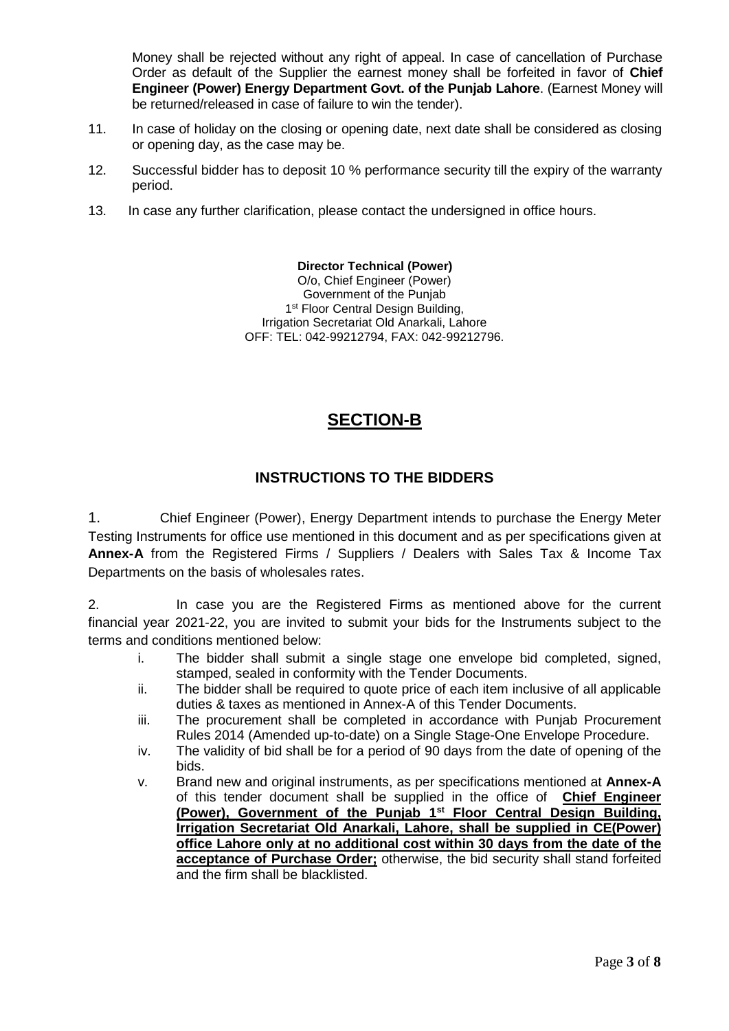Money shall be rejected without any right of appeal. In case of cancellation of Purchase Order as default of the Supplier the earnest money shall be forfeited in favor of **Chief Engineer (Power) Energy Department Govt. of the Punjab Lahore**. (Earnest Money will be returned/released in case of failure to win the tender).

11. In case of holiday on the closing or opening date, next date shall be considered as closing or opening day, as the case may be.

12. Successful bidder has to deposit 10 % performance security till the expiry of the warranty period.

13. In case any further clarification, please contact the undersigned in office hours.

**Director Technical (Power)**
O/o, Chief Engineer (Power)
Government of the Punjab
1st Floor Central Design Building,
Irrigation Secretariat Old Anarkali, Lahore
OFF: TEL: 042-99212794, FAX: 042-99212796.

# SECTION-B

## INSTRUCTIONS TO THE BIDDERS

1. Chief Engineer (Power), Energy Department intends to purchase the Energy Meter Testing Instruments for office use mentioned in this document and as per specifications given at **Annex-A** from the Registered Firms / Suppliers / Dealers with Sales Tax & Income Tax Departments on the basis of wholesales rates.

2. In case you are the Registered Firms as mentioned above for the current financial year 2021-22, you are invited to submit your bids for the Instruments subject to the terms and conditions mentioned below:

   i. The bidder shall submit a single stage one envelope bid completed, signed, stamped, sealed in conformity with the Tender Documents.
   
   ii. The bidder shall be required to quote price of each item inclusive of all applicable duties & taxes as mentioned in Annex-A of this Tender Documents.
   
   iii. The procurement shall be completed in accordance with Punjab Procurement Rules 2014 (Amended up-to-date) on a Single Stage-One Envelope Procedure.
   
   iv. The validity of bid shall be for a period of 90 days from the date of opening of the bids.
   
   v. Brand new and original instruments, as per specifications mentioned at **Annex-A** of this tender document shall be supplied in the office of **Chief Engineer (Power), Government of the Punjab 1st Floor Central Design Building, Irrigation Secretariat Old Anarkali, Lahore, shall be supplied in CE(Power) office Lahore only at no additional cost within 30 days from the date of the acceptance of Purchase Order;** otherwise, the bid security shall stand forfeited and the firm shall be blacklisted.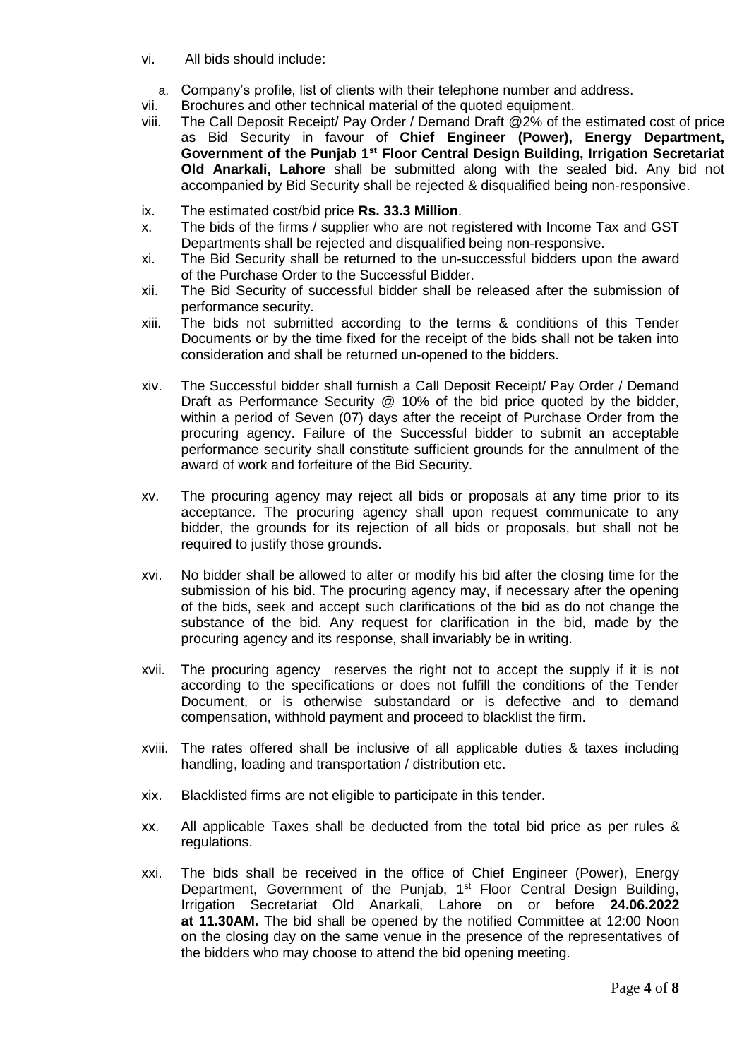vi. All bids should include:

   a. Company's profile, list of clients with their telephone number and address.

vii. Brochures and other technical material of the quoted equipment.

viii. The Call Deposit Receipt/ Pay Order / Demand Draft @2% of the estimated cost of price as Bid Security in favour of **Chief Engineer (Power), Energy Department, Government of the Punjab 1st Floor Central Design Building, Irrigation Secretariat Old Anarkali, Lahore** shall be submitted along with the sealed bid. Any bid not accompanied by Bid Security shall be rejected & disqualified being non-responsive.

ix. The estimated cost/bid price **Rs. 33.3 Million**.

x. The bids of the firms / supplier who are not registered with Income Tax and GST Departments shall be rejected and disqualified being non-responsive.

xi. The Bid Security shall be returned to the un-successful bidders upon the award of the Purchase Order to the Successful Bidder.

xii. The Bid Security of successful bidder shall be released after the submission of performance security.

xiii. The bids not submitted according to the terms & conditions of this Tender Documents or by the time fixed for the receipt of the bids shall not be taken into consideration and shall be returned un-opened to the bidders.

xiv. The Successful bidder shall furnish a Call Deposit Receipt/ Pay Order / Demand Draft as Performance Security @ 10% of the bid price quoted by the bidder, within a period of Seven (07) days after the receipt of Purchase Order from the procuring agency. Failure of the Successful bidder to submit an acceptable performance security shall constitute sufficient grounds for the annulment of the award of work and forfeiture of the Bid Security.

xv. The procuring agency may reject all bids or proposals at any time prior to its acceptance. The procuring agency shall upon request communicate to any bidder, the grounds for its rejection of all bids or proposals, but shall not be required to justify those grounds.

xvi. No bidder shall be allowed to alter or modify his bid after the closing time for the submission of his bid. The procuring agency may, if necessary after the opening of the bids, seek and accept such clarifications of the bid as do not change the substance of the bid. Any request for clarification in the bid, made by the procuring agency and its response, shall invariably be in writing.

xvii. The procuring agency reserves the right not to accept the supply if it is not according to the specifications or does not fulfill the conditions of the Tender Document, or is otherwise substandard or is defective and to demand compensation, withhold payment and proceed to blacklist the firm.

xviii. The rates offered shall be inclusive of all applicable duties & taxes including handling, loading and transportation / distribution etc.

xix. Blacklisted firms are not eligible to participate in this tender.

xx. All applicable Taxes shall be deducted from the total bid price as per rules & regulations.

xxi. The bids shall be received in the office of Chief Engineer (Power), Energy Department, Government of the Punjab, 1st Floor Central Design Building, Irrigation Secretariat Old Anarkali, Lahore on or before **24.06.2022 at 11.30AM.** The bid shall be opened by the notified Committee at 12:00 Noon on the closing day on the same venue in the presence of the representatives of the bidders who may choose to attend the bid opening meeting.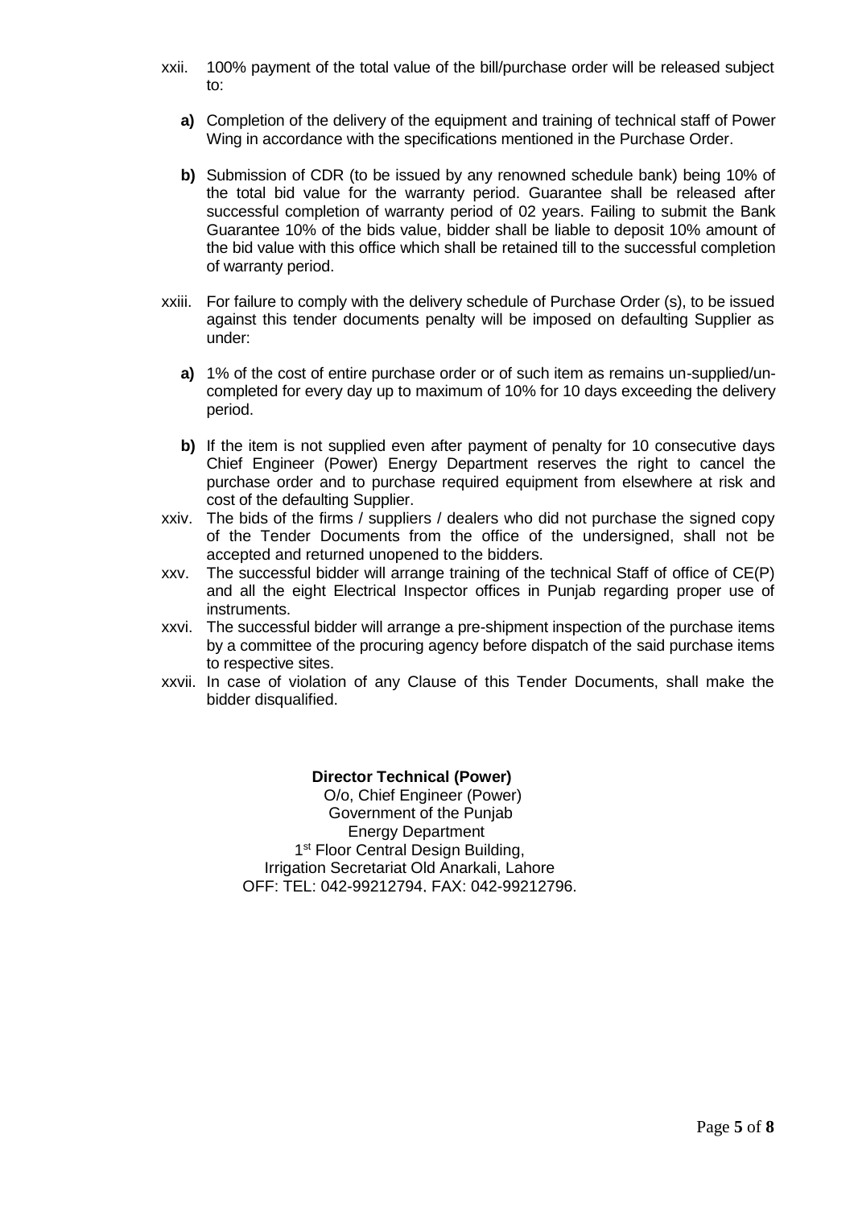xxii. 100% payment of the total value of the bill/purchase order will be released subject to:

   **a)** Completion of the delivery of the equipment and training of technical staff of Power Wing in accordance with the specifications mentioned in the Purchase Order.

   **b)** Submission of CDR (to be issued by any renowned schedule bank) being 10% of the total bid value for the warranty period. Guarantee shall be released after successful completion of warranty period of 02 years. Failing to submit the Bank Guarantee 10% of the bids value, bidder shall be liable to deposit 10% amount of the bid value with this office which shall be retained till to the successful completion of warranty period.

xxiii. For failure to comply with the delivery schedule of Purchase Order (s), to be issued against this tender documents penalty will be imposed on defaulting Supplier as under:

   **a)** 1% of the cost of entire purchase order or of such item as remains un-supplied/un-completed for every day up to maximum of 10% for 10 days exceeding the delivery period.

   **b)** If the item is not supplied even after payment of penalty for 10 consecutive days Chief Engineer (Power) Energy Department reserves the right to cancel the purchase order and to purchase required equipment from elsewhere at risk and cost of the defaulting Supplier.

xxiv. The bids of the firms / suppliers / dealers who did not purchase the signed copy of the Tender Documents from the office of the undersigned, shall not be accepted and returned unopened to the bidders.

xxv. The successful bidder will arrange training of the technical Staff of office of CE(P) and all the eight Electrical Inspector offices in Punjab regarding proper use of instruments.

xxvi. The successful bidder will arrange a pre-shipment inspection of the purchase items by a committee of the procuring agency before dispatch of the said purchase items to respective sites.

xxvii. In case of violation of any Clause of this Tender Documents, shall make the bidder disqualified.

**Director Technical (Power)**
O/o, Chief Engineer (Power)
Government of the Punjab
Energy Department
1st Floor Central Design Building,
Irrigation Secretariat Old Anarkali, Lahore
OFF: TEL: 042-99212794, FAX: 042-99212796.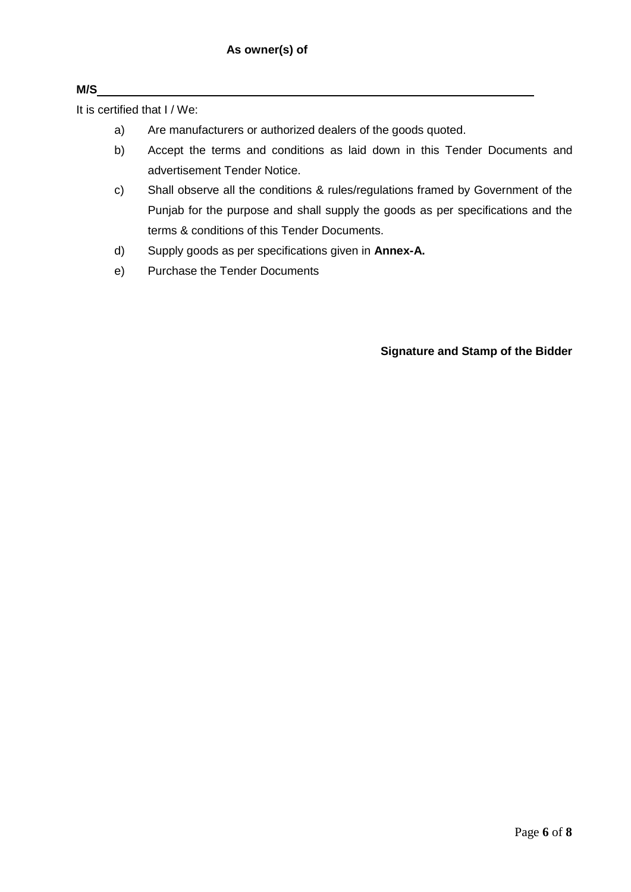**As owner(s) of**

**M/S**\_\_\_\_\_\_\_\_\_\_\_\_\_\_\_\_\_\_\_\_\_\_\_\_\_\_\_\_\_\_\_\_\_\_\_\_\_\_\_\_\_\_\_\_\_\_\_\_\_\_\_\_\_\_\_\_\_\_\_\_

It is certified that I / We:

a) Are manufacturers or authorized dealers of the goods quoted.

b) Accept the terms and conditions as laid down in this Tender Documents and advertisement Tender Notice.

c) Shall observe all the conditions & rules/regulations framed by Government of the Punjab for the purpose and shall supply the goods as per specifications and the terms & conditions of this Tender Documents.

d) Supply goods as per specifications given in **Annex-A.**

e) Purchase the Tender Documents

**Signature and Stamp of the Bidder**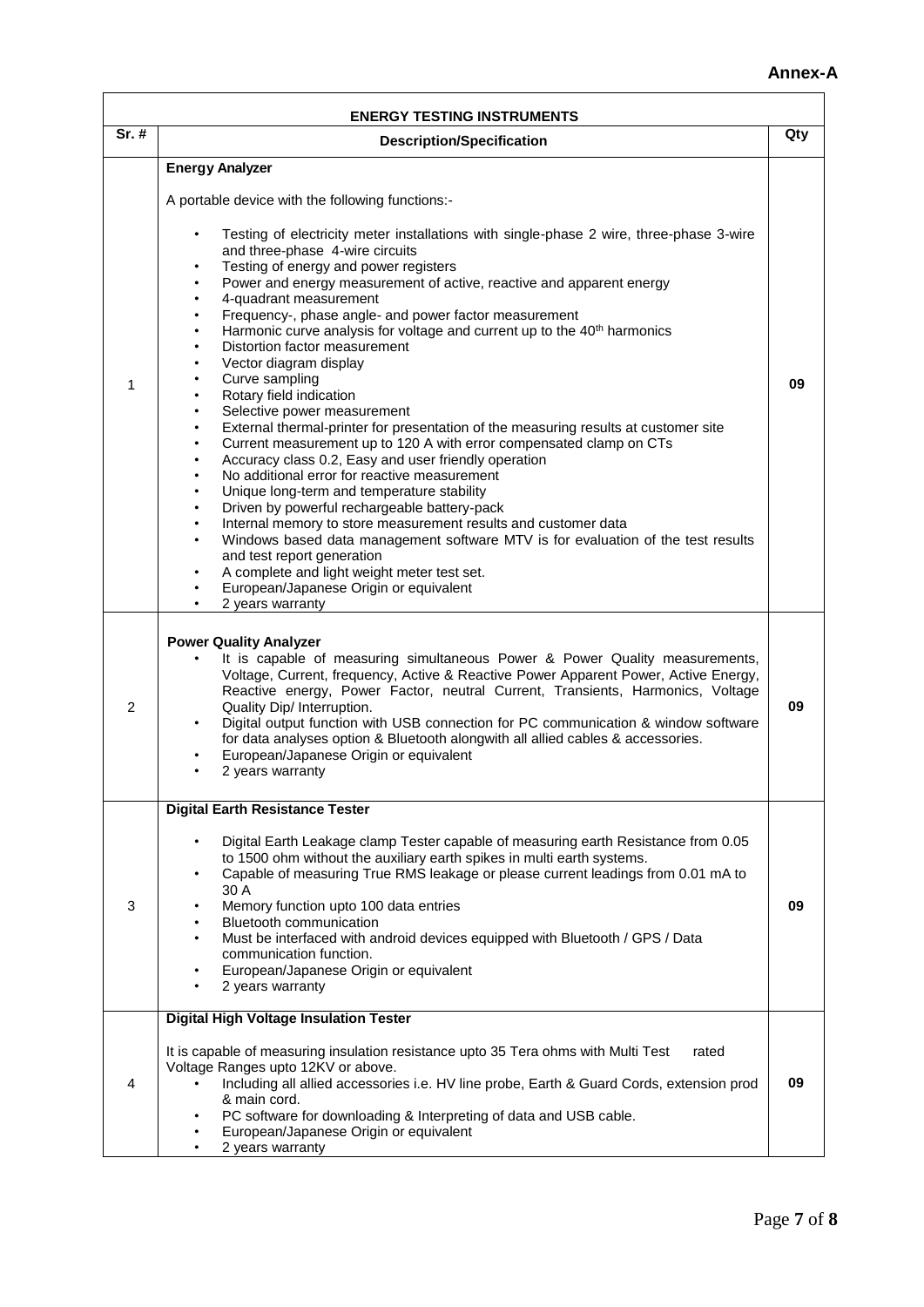**Annex-A**

| ENERGY TESTING INSTRUMENTS | | |
|---|---|---|
| **Sr. #** | **Description/Specification** | **Qty** |
| 1 | **Energy Analyzer**<br><br>A portable device with the following functions:-<br><br>• Testing of electricity meter installations with single-phase 2 wire, three-phase 3-wire and three-phase 4-wire circuits<br>• Testing of energy and power registers<br>• Power and energy measurement of active, reactive and apparent energy<br>• 4-quadrant measurement<br>• Frequency-, phase angle- and power factor measurement<br>• Harmonic curve analysis for voltage and current up to the 40th harmonics<br>• Distortion factor measurement<br>• Vector diagram display<br>• Curve sampling<br>• Rotary field indication<br>• Selective power measurement<br>• External thermal-printer for presentation of the measuring results at customer site<br>• Current measurement up to 120 A with error compensated clamp on CTs<br>• Accuracy class 0.2, Easy and user friendly operation<br>• No additional error for reactive measurement<br>• Unique long-term and temperature stability<br>• Driven by powerful rechargeable battery-pack<br>• Internal memory to store measurement results and customer data<br>• Windows based data management software MTV is for evaluation of the test results and test report generation<br>• A complete and light weight meter test set.<br>• European/Japanese Origin or equivalent<br>• 2 years warranty | **09** |
| 2 | **Power Quality Analyzer**<br>• It is capable of measuring simultaneous Power & Power Quality measurements, Voltage, Current, frequency, Active & Reactive Power Apparent Power, Active Energy, Reactive energy, Power Factor, neutral Current, Transients, Harmonics, Voltage Quality Dip/ Interruption.<br>• Digital output function with USB connection for PC communication & window software for data analyses option & Bluetooth alongwith all allied cables & accessories.<br>• European/Japanese Origin or equivalent<br>• 2 years warranty | **09** |
| 3 | **Digital Earth Resistance Tester**<br><br>• Digital Earth Leakage clamp Tester capable of measuring earth Resistance from 0.05 to 1500 ohm without the auxiliary earth spikes in multi earth systems.<br>• Capable of measuring True RMS leakage or please current leadings from 0.01 mA to 30 A<br>• Memory function upto 100 data entries<br>• Bluetooth communication<br>• Must be interfaced with android devices equipped with Bluetooth / GPS / Data communication function.<br>• European/Japanese Origin or equivalent<br>• 2 years warranty | **09** |
| 4 | **Digital High Voltage Insulation Tester**<br><br>It is capable of measuring insulation resistance upto 35 Tera ohms with Multi Test rated Voltage Ranges upto 12KV or above.<br>• Including all allied accessories i.e. HV line probe, Earth & Guard Cords, extension prod & main cord.<br>• PC software for downloading & Interpreting of data and USB cable.<br>• European/Japanese Origin or equivalent<br>• 2 years warranty | **09** |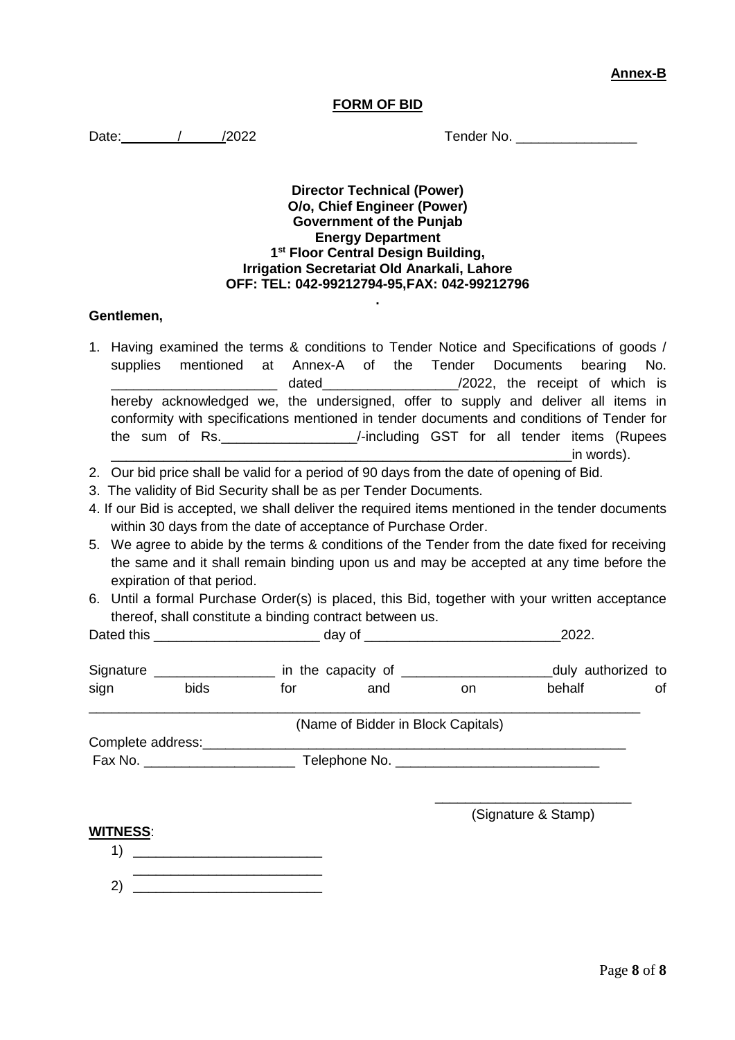**Annex-B**

## FORM OF BID

Date: ______/______/2022 Tender No. ________________

**Director Technical (Power)**
**O/o, Chief Engineer (Power)**
**Government of the Punjab**
**Energy Department**
**1st Floor Central Design Building,**
**Irrigation Secretariat Old Anarkali, Lahore**
**OFF: TEL: 042-99212794-95,FAX: 042-99212796**

**Gentlemen,**

1. Having examined the terms & conditions to Tender Notice and Specifications of goods / supplies mentioned at Annex-A of the Tender Documents bearing No. ______________________ dated__________________/2022, the receipt of which is hereby acknowledged we, the undersigned, offer to supply and deliver all items in conformity with specifications mentioned in tender documents and conditions of Tender for the sum of Rs.__________________/-including GST for all tender items (Rupees ________________________________________________________________in words).
2. Our bid price shall be valid for a period of 90 days from the date of opening of Bid.
3. The validity of Bid Security shall be as per Tender Documents.
4. If our Bid is accepted, we shall deliver the required items mentioned in the tender documents within 30 days from the date of acceptance of Purchase Order.
5. We agree to abide by the terms & conditions of the Tender from the date fixed for receiving the same and it shall remain binding upon us and may be accepted at any time before the expiration of that period.
6. Until a formal Purchase Order(s) is placed, this Bid, together with your written acceptance thereof, shall constitute a binding contract between us.

Dated this ______________________ day of __________________________2022.

Signature ________________ in the capacity of ____________________duly authorized to sign bids for and on behalf of

____________________________________________________________________________
(Name of Bidder in Block Capitals)

Complete address:___________________________________________________________

Fax No. ____________________ Telephone No. ___________________________

__________________________
(Signature & Stamp)

**WITNESS**:

1) _________________________
   _________________________
2) _________________________